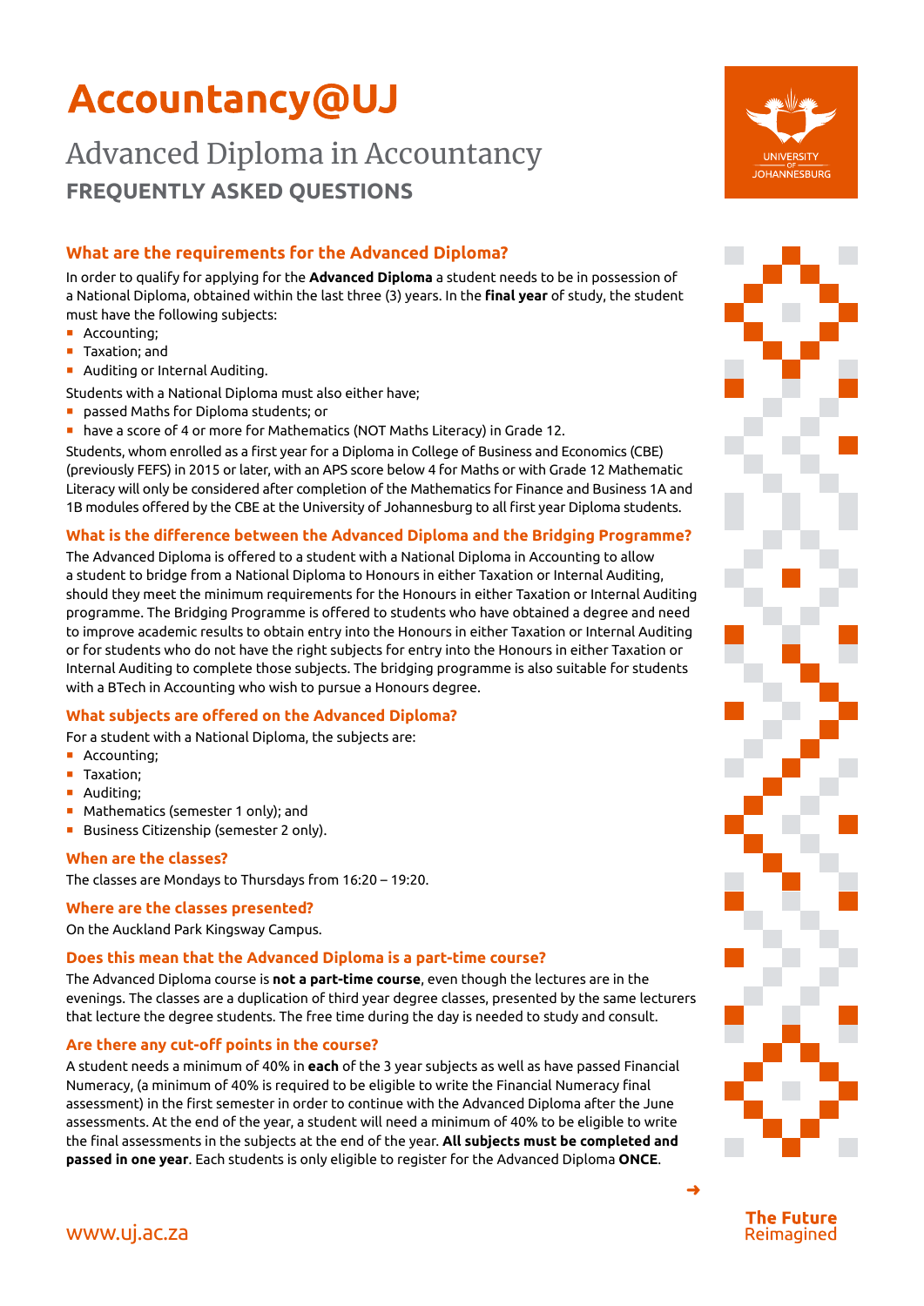# Accountancy@UJ

## Advanced Diploma in Accountancy

## FREQUENTLY ASKED QUESTIONS

### What are the requirements for the Advanced Diploma?

In order to qualify for applying for the **Advanced Diploma** a student needs to be in possession of a National Diploma, obtained within the last three (3) years. In the **final year** of study, the student must have the following subjects:

- Accounting;
- Taxation; and
- Auditing or Internal Auditing.

Students with a National Diploma must also either have;

- passed Maths for Diploma students; or
- have a score of 4 or more for Mathematics (NOT Maths Literacy) in Grade 12.

Students, whom enrolled as a first year for a Diploma in College of Business and Economics (CBE) (previously FEFS) in 2015 or later, with an APS score below 4 for Maths or with Grade 12 Mathematic Literacy will only be considered after completion of the Mathematics for Finance and Business 1A and 1B modules offered by the CBE at the University of Johannesburg to all first year Diploma students.

### What is the difference between the Advanced Diploma and the Bridging Programme?

The Advanced Diploma is offered to a student with a National Diploma in Accounting to allow a student to bridge from a National Diploma to Honours in either Taxation or Internal Auditing, should they meet the minimum requirements for the Honours in either Taxation or Internal Auditing programme. The Bridging Programme is offered to students who have obtained a degree and need to improve academic results to obtain entry into the Honours in either Taxation or Internal Auditing or for students who do not have the right subjects for entry into the Honours in either Taxation or Internal Auditing to complete those subjects. The bridging programme is also suitable for students with a BTech in Accounting who wish to pursue a Honours degree.

### What subjects are offered on the Advanced Diploma?

For a student with a National Diploma, the subjects are:

- Accounting;
- Taxation;
- Auditing;
- Mathematics (semester 1 only); and
- Business Citizenship (semester 2 only).

### When are the classes?

The classes are Mondays to Thursdays from 16:20 – 19:20.

### Where are the classes presented?

On the Auckland Park Kingsway Campus.

### Does this mean that the Advanced Diploma is a part-time course?

The Advanced Diploma course is **not a part-time course**, even though the lectures are in the evenings. The classes are a duplication of third year degree classes, presented by the same lecturers that lecture the degree students. The free time during the day is needed to study and consult.

### Are there any cut-off points in the course?

A student needs a minimum of 40% in **each** of the 3 year subjects as well as have passed Financial Numeracy, (a minimum of 40% is required to be eligible to write the Financial Numeracy final assessment) in the first semester in order to continue with the Advanced Diploma after the June assessments. At the end of the year, a student will need a minimum of 40% to be eligible to write the final assessments in the subjects at the end of the year. **All subjects must be completed and passed in one year**. Each students is only eligible to register for the Advanced Diploma **ONCE**.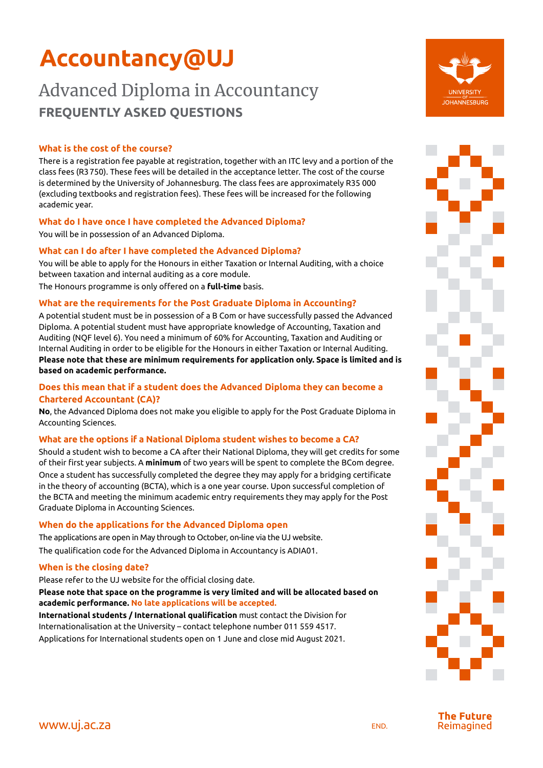# Accountancy@UJ

## Advanced Diploma in Accountancy

### FREQUENTLY ASKED QUESTIONS

#### What is the cost of the course?

There is a registration fee payable at registration, together with an ITC levy and a portion of the class fees (R3 750). These fees will be detailed in the acceptance letter. The cost of the course is determined by the University of Johannesburg. The class fees are approximately R35 000 (excluding textbooks and registration fees). These fees will be increased for the following academic year.

#### What do I have once I have completed the Advanced Diploma?

You will be in possession of an Advanced Diploma.

#### What can I do after I have completed the Advanced Diploma?

You will be able to apply for the Honours in either Taxation or Internal Auditing, with a choice between taxation and internal auditing as a core module.

The Honours programme is only offered on a **full-time** basis.

#### What are the requirements for the Post Graduate Diploma in Accounting?

A potential student must be in possession of a B Com or have successfully passed the Advanced Diploma. A potential student must have appropriate knowledge of Accounting, Taxation and Auditing (NQF level 6). You need a minimum of 60% for Accounting, Taxation and Auditing or Internal Auditing in order to be eligible for the Honours in either Taxation or Internal Auditing. **Please note that these are minimum requirements for application only. Space is limited and is based on academic performance.**

#### Does this mean that if a student does the Advanced Diploma they can become a Chartered Accountant (CA)?

**No**, the Advanced Diploma does not make you eligible to apply for the Post Graduate Diploma in Accounting Sciences.

#### What are the options if a National Diploma student wishes to become a CA?

Should a student wish to become a CA after their National Diploma, they will get credits for some of their first year subjects. A **minimum** of two years will be spent to complete the BCom degree.

Once a student has successfully completed the degree they may apply for a bridging certificate in the theory of accounting (BCTA), which is a one year course. Upon successful completion of the BCTA and meeting the minimum academic entry requirements they may apply for the Post Graduate Diploma in Accounting Sciences.

#### When do the applications for the Advanced Diploma open

The applications are open in May through to October, on-line via the UJ website.

The qualification code for the Advanced Diploma in Accountancy is ADIA01.

#### When is the closing date?

Please refer to the UJ website for the official closing date.

**Please note that space on the programme is very limited and will be allocated based on academic performance.** **No late applications will be accepted.**

**International students / International qualification** must contact the Division for Internationalisation at the University – contact telephone number 011 559 4517.

Applications for International students open on 1 June and close mid August 2021.

www.uj.ac.za

END.

The Future Reimagined